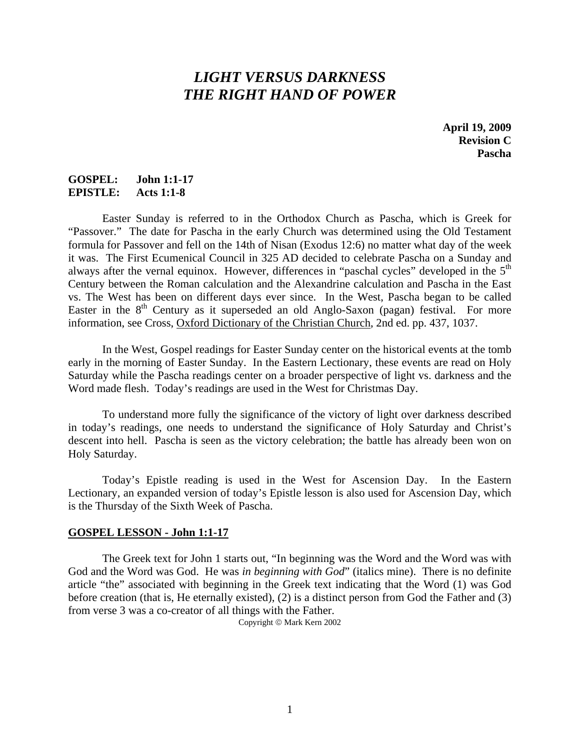# *LIGHT VERSUS DARKNESS*
# *THE RIGHT HAND OF POWER*

**April 19, 2009**
**Revision C**
**Pascha**

**GOSPEL: John 1:1-17**
**EPISTLE: Acts 1:1-8**

Easter Sunday is referred to in the Orthodox Church as Pascha, which is Greek for "Passover." The date for Pascha in the early Church was determined using the Old Testament formula for Passover and fell on the 14th of Nisan (Exodus 12:6) no matter what day of the week it was. The First Ecumenical Council in 325 AD decided to celebrate Pascha on a Sunday and always after the vernal equinox. However, differences in "paschal cycles" developed in the 5th Century between the Roman calculation and the Alexandrine calculation and Pascha in the East vs. The West has been on different days ever since. In the West, Pascha began to be called Easter in the 8th Century as it superseded an old Anglo-Saxon (pagan) festival. For more information, see Cross, Oxford Dictionary of the Christian Church, 2nd ed. pp. 437, 1037.

In the West, Gospel readings for Easter Sunday center on the historical events at the tomb early in the morning of Easter Sunday. In the Eastern Lectionary, these events are read on Holy Saturday while the Pascha readings center on a broader perspective of light vs. darkness and the Word made flesh. Today's readings are used in the West for Christmas Day.

To understand more fully the significance of the victory of light over darkness described in today's readings, one needs to understand the significance of Holy Saturday and Christ's descent into hell. Pascha is seen as the victory celebration; the battle has already been won on Holy Saturday.

Today's Epistle reading is used in the West for Ascension Day. In the Eastern Lectionary, an expanded version of today's Epistle lesson is also used for Ascension Day, which is the Thursday of the Sixth Week of Pascha.

## **GOSPEL LESSON - John 1:1-17**

The Greek text for John 1 starts out, "In beginning was the Word and the Word was with God and the Word was God. He was *in beginning with God*" (italics mine). There is no definite article "the" associated with beginning in the Greek text indicating that the Word (1) was God before creation (that is, He eternally existed), (2) is a distinct person from God the Father and (3) from verse 3 was a co-creator of all things with the Father.

Copyright © Mark Kern 2002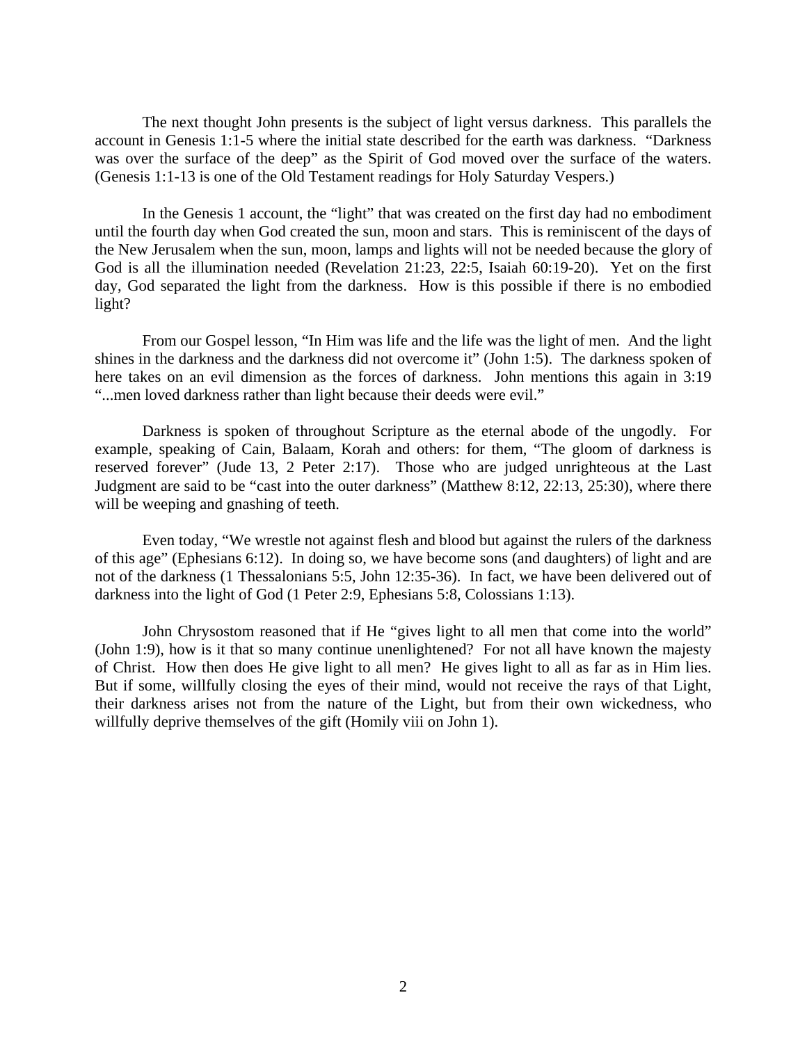The next thought John presents is the subject of light versus darkness. This parallels the account in Genesis 1:1-5 where the initial state described for the earth was darkness. "Darkness was over the surface of the deep" as the Spirit of God moved over the surface of the waters. (Genesis 1:1-13 is one of the Old Testament readings for Holy Saturday Vespers.)

In the Genesis 1 account, the "light" that was created on the first day had no embodiment until the fourth day when God created the sun, moon and stars. This is reminiscent of the days of the New Jerusalem when the sun, moon, lamps and lights will not be needed because the glory of God is all the illumination needed (Revelation 21:23, 22:5, Isaiah 60:19-20). Yet on the first day, God separated the light from the darkness. How is this possible if there is no embodied light?

From our Gospel lesson, "In Him was life and the life was the light of men. And the light shines in the darkness and the darkness did not overcome it" (John 1:5). The darkness spoken of here takes on an evil dimension as the forces of darkness. John mentions this again in 3:19 "...men loved darkness rather than light because their deeds were evil."

Darkness is spoken of throughout Scripture as the eternal abode of the ungodly. For example, speaking of Cain, Balaam, Korah and others: for them, "The gloom of darkness is reserved forever" (Jude 13, 2 Peter 2:17). Those who are judged unrighteous at the Last Judgment are said to be "cast into the outer darkness" (Matthew 8:12, 22:13, 25:30), where there will be weeping and gnashing of teeth.

Even today, "We wrestle not against flesh and blood but against the rulers of the darkness of this age" (Ephesians 6:12). In doing so, we have become sons (and daughters) of light and are not of the darkness (1 Thessalonians 5:5, John 12:35-36). In fact, we have been delivered out of darkness into the light of God (1 Peter 2:9, Ephesians 5:8, Colossians 1:13).

John Chrysostom reasoned that if He "gives light to all men that come into the world" (John 1:9), how is it that so many continue unenlightened? For not all have known the majesty of Christ. How then does He give light to all men? He gives light to all as far as in Him lies. But if some, willfully closing the eyes of their mind, would not receive the rays of that Light, their darkness arises not from the nature of the Light, but from their own wickedness, who willfully deprive themselves of the gift (Homily viii on John 1).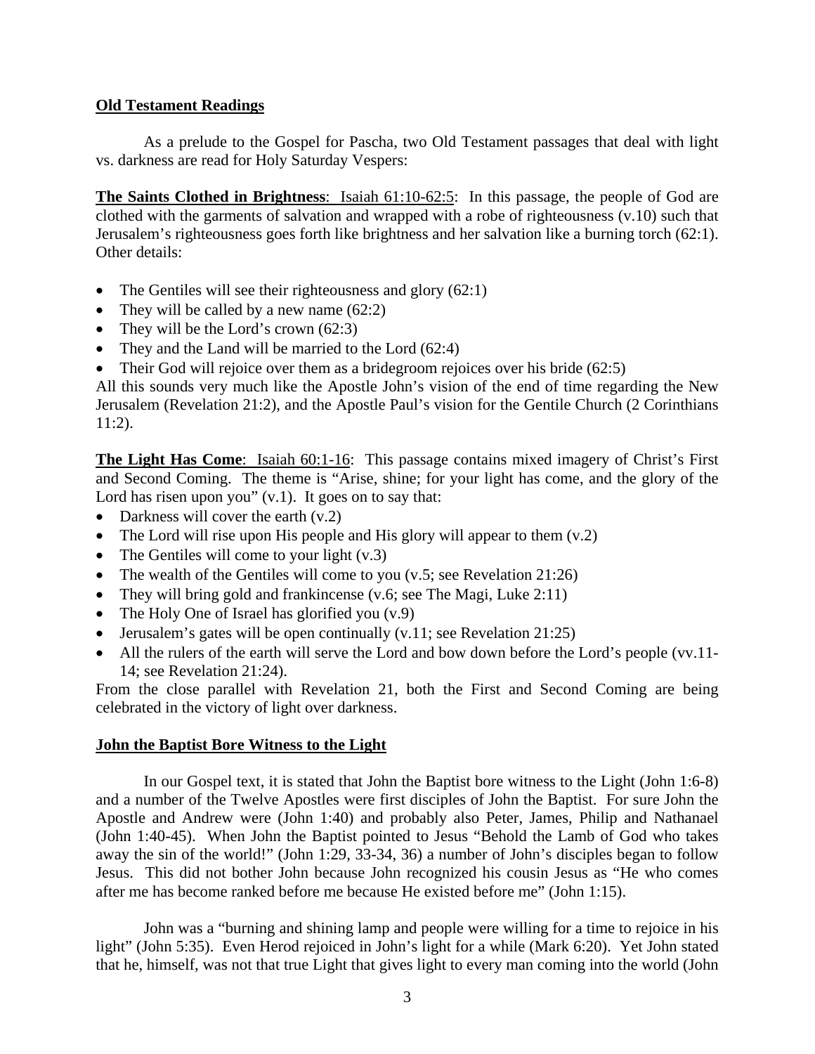## Old Testament Readings

As a prelude to the Gospel for Pascha, two Old Testament passages that deal with light vs. darkness are read for Holy Saturday Vespers:

**The Saints Clothed in Brightness**: Isaiah 61:10-62:5: In this passage, the people of God are clothed with the garments of salvation and wrapped with a robe of righteousness (v.10) such that Jerusalem's righteousness goes forth like brightness and her salvation like a burning torch (62:1). Other details:

- The Gentiles will see their righteousness and glory (62:1)
- They will be called by a new name (62:2)
- They will be the Lord's crown (62:3)
- They and the Land will be married to the Lord (62:4)
- Their God will rejoice over them as a bridegroom rejoices over his bride (62:5)

All this sounds very much like the Apostle John's vision of the end of time regarding the New Jerusalem (Revelation 21:2), and the Apostle Paul's vision for the Gentile Church (2 Corinthians 11:2).

**The Light Has Come**: Isaiah 60:1-16: This passage contains mixed imagery of Christ's First and Second Coming. The theme is "Arise, shine; for your light has come, and the glory of the Lord has risen upon you" (v.1). It goes on to say that:

- Darkness will cover the earth (v.2)
- The Lord will rise upon His people and His glory will appear to them (v.2)
- The Gentiles will come to your light (v.3)
- The wealth of the Gentiles will come to you (v.5; see Revelation 21:26)
- They will bring gold and frankincense (v.6; see The Magi, Luke 2:11)
- The Holy One of Israel has glorified you (v.9)
- Jerusalem's gates will be open continually (v.11; see Revelation 21:25)
- All the rulers of the earth will serve the Lord and bow down before the Lord's people (vv.11-14; see Revelation 21:24).

From the close parallel with Revelation 21, both the First and Second Coming are being celebrated in the victory of light over darkness.

## John the Baptist Bore Witness to the Light

In our Gospel text, it is stated that John the Baptist bore witness to the Light (John 1:6-8) and a number of the Twelve Apostles were first disciples of John the Baptist. For sure John the Apostle and Andrew were (John 1:40) and probably also Peter, James, Philip and Nathanael (John 1:40-45). When John the Baptist pointed to Jesus "Behold the Lamb of God who takes away the sin of the world!" (John 1:29, 33-34, 36) a number of John's disciples began to follow Jesus. This did not bother John because John recognized his cousin Jesus as "He who comes after me has become ranked before me because He existed before me" (John 1:15).

John was a "burning and shining lamp and people were willing for a time to rejoice in his light" (John 5:35). Even Herod rejoiced in John's light for a while (Mark 6:20). Yet John stated that he, himself, was not that true Light that gives light to every man coming into the world (John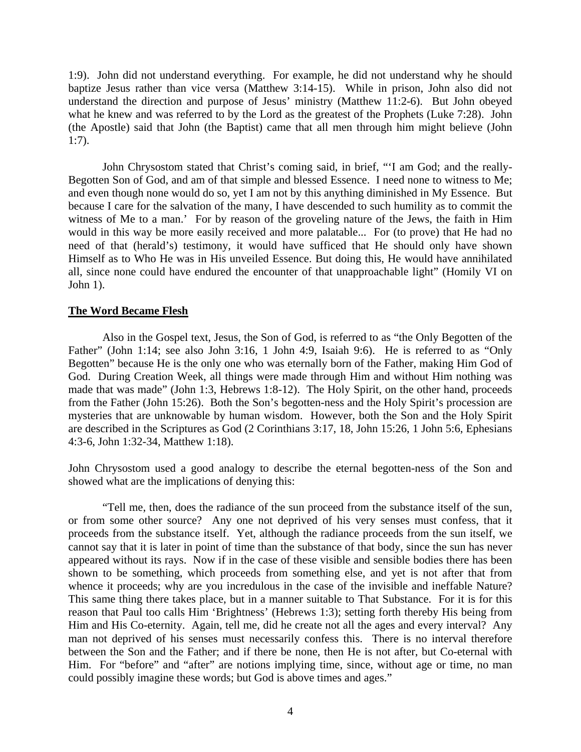1:9). John did not understand everything. For example, he did not understand why he should baptize Jesus rather than vice versa (Matthew 3:14-15). While in prison, John also did not understand the direction and purpose of Jesus' ministry (Matthew 11:2-6). But John obeyed what he knew and was referred to by the Lord as the greatest of the Prophets (Luke 7:28). John (the Apostle) said that John (the Baptist) came that all men through him might believe (John 1:7).

John Chrysostom stated that Christ's coming said, in brief, "'I am God; and the really-Begotten Son of God, and am of that simple and blessed Essence. I need none to witness to Me; and even though none would do so, yet I am not by this anything diminished in My Essence. But because I care for the salvation of the many, I have descended to such humility as to commit the witness of Me to a man.' For by reason of the groveling nature of the Jews, the faith in Him would in this way be more easily received and more palatable... For (to prove) that He had no need of that (herald's) testimony, it would have sufficed that He should only have shown Himself as to Who He was in His unveiled Essence. But doing this, He would have annihilated all, since none could have endured the encounter of that unapproachable light" (Homily VI on John 1).

## The Word Became Flesh

Also in the Gospel text, Jesus, the Son of God, is referred to as "the Only Begotten of the Father" (John 1:14; see also John 3:16, 1 John 4:9, Isaiah 9:6). He is referred to as "Only Begotten" because He is the only one who was eternally born of the Father, making Him God of God. During Creation Week, all things were made through Him and without Him nothing was made that was made" (John 1:3, Hebrews 1:8-12). The Holy Spirit, on the other hand, proceeds from the Father (John 15:26). Both the Son's begotten-ness and the Holy Spirit's procession are mysteries that are unknowable by human wisdom. However, both the Son and the Holy Spirit are described in the Scriptures as God (2 Corinthians 3:17, 18, John 15:26, 1 John 5:6, Ephesians 4:3-6, John 1:32-34, Matthew 1:18).

John Chrysostom used a good analogy to describe the eternal begotten-ness of the Son and showed what are the implications of denying this:

"Tell me, then, does the radiance of the sun proceed from the substance itself of the sun, or from some other source? Any one not deprived of his very senses must confess, that it proceeds from the substance itself. Yet, although the radiance proceeds from the sun itself, we cannot say that it is later in point of time than the substance of that body, since the sun has never appeared without its rays. Now if in the case of these visible and sensible bodies there has been shown to be something, which proceeds from something else, and yet is not after that from whence it proceeds; why are you incredulous in the case of the invisible and ineffable Nature? This same thing there takes place, but in a manner suitable to That Substance. For it is for this reason that Paul too calls Him 'Brightness' (Hebrews 1:3); setting forth thereby His being from Him and His Co-eternity. Again, tell me, did he create not all the ages and every interval? Any man not deprived of his senses must necessarily confess this. There is no interval therefore between the Son and the Father; and if there be none, then He is not after, but Co-eternal with Him. For "before" and "after" are notions implying time, since, without age or time, no man could possibly imagine these words; but God is above times and ages."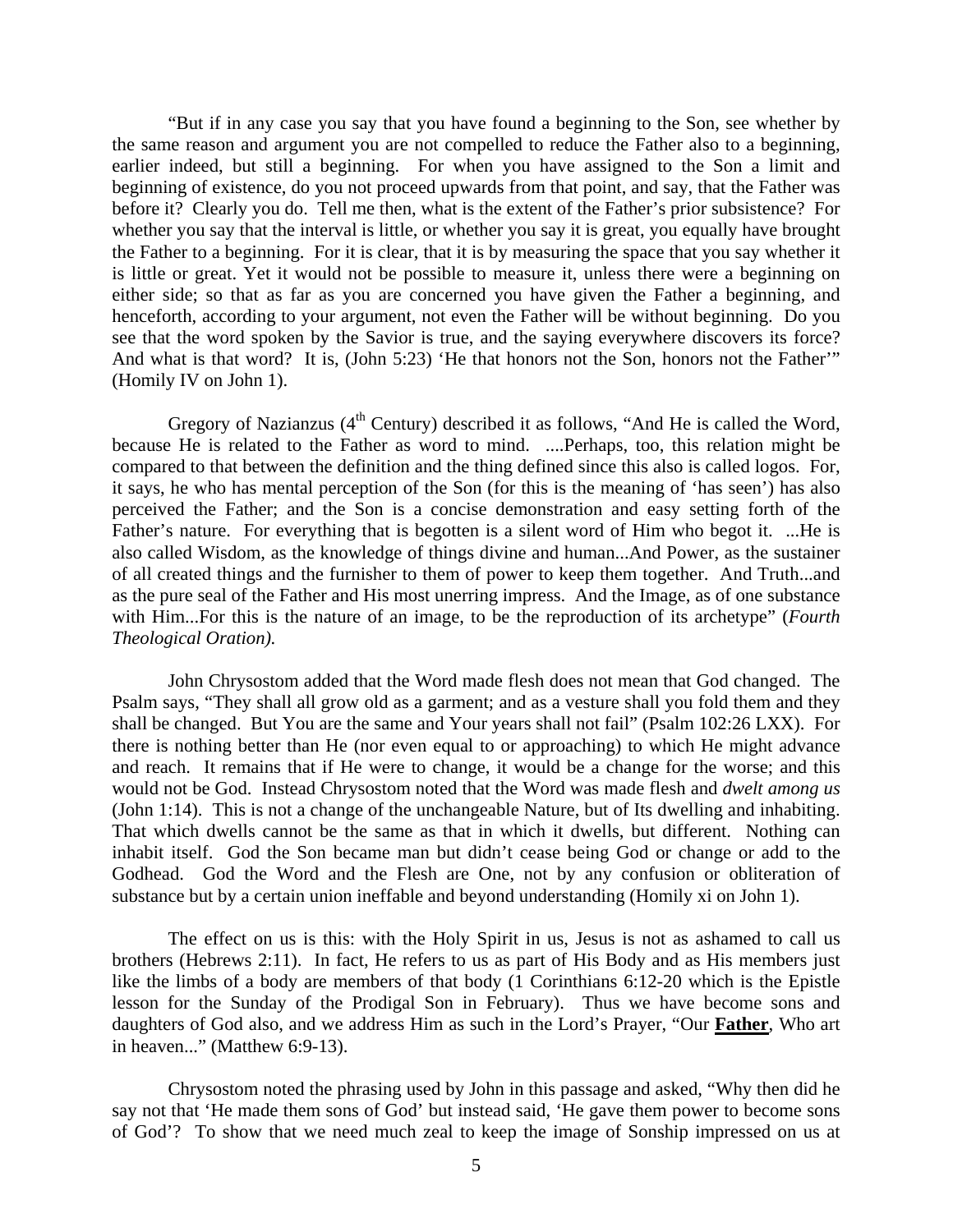"But if in any case you say that you have found a beginning to the Son, see whether by the same reason and argument you are not compelled to reduce the Father also to a beginning, earlier indeed, but still a beginning. For when you have assigned to the Son a limit and beginning of existence, do you not proceed upwards from that point, and say, that the Father was before it? Clearly you do. Tell me then, what is the extent of the Father's prior subsistence? For whether you say that the interval is little, or whether you say it is great, you equally have brought the Father to a beginning. For it is clear, that it is by measuring the space that you say whether it is little or great. Yet it would not be possible to measure it, unless there were a beginning on either side; so that as far as you are concerned you have given the Father a beginning, and henceforth, according to your argument, not even the Father will be without beginning. Do you see that the word spoken by the Savior is true, and the saying everywhere discovers its force? And what is that word? It is, (John 5:23) 'He that honors not the Son, honors not the Father'" (Homily IV on John 1).

Gregory of Nazianzus (4th Century) described it as follows, "And He is called the Word, because He is related to the Father as word to mind. ....Perhaps, too, this relation might be compared to that between the definition and the thing defined since this also is called logos. For, it says, he who has mental perception of the Son (for this is the meaning of 'has seen') has also perceived the Father; and the Son is a concise demonstration and easy setting forth of the Father's nature. For everything that is begotten is a silent word of Him who begot it. ...He is also called Wisdom, as the knowledge of things divine and human...And Power, as the sustainer of all created things and the furnisher to them of power to keep them together. And Truth...and as the pure seal of the Father and His most unerring impress. And the Image, as of one substance with Him...For this is the nature of an image, to be the reproduction of its archetype" (*Fourth Theological Oration).*

John Chrysostom added that the Word made flesh does not mean that God changed. The Psalm says, "They shall all grow old as a garment; and as a vesture shall you fold them and they shall be changed. But You are the same and Your years shall not fail" (Psalm 102:26 LXX). For there is nothing better than He (nor even equal to or approaching) to which He might advance and reach. It remains that if He were to change, it would be a change for the worse; and this would not be God. Instead Chrysostom noted that the Word was made flesh and *dwelt among us* (John 1:14). This is not a change of the unchangeable Nature, but of Its dwelling and inhabiting. That which dwells cannot be the same as that in which it dwells, but different. Nothing can inhabit itself. God the Son became man but didn't cease being God or change or add to the Godhead. God the Word and the Flesh are One, not by any confusion or obliteration of substance but by a certain union ineffable and beyond understanding (Homily xi on John 1).

The effect on us is this: with the Holy Spirit in us, Jesus is not as ashamed to call us brothers (Hebrews 2:11). In fact, He refers to us as part of His Body and as His members just like the limbs of a body are members of that body (1 Corinthians 6:12-20 which is the Epistle lesson for the Sunday of the Prodigal Son in February). Thus we have become sons and daughters of God also, and we address Him as such in the Lord's Prayer, "Our **Father**, Who art in heaven..." (Matthew 6:9-13).

Chrysostom noted the phrasing used by John in this passage and asked, "Why then did he say not that 'He made them sons of God' but instead said, 'He gave them power to become sons of God'? To show that we need much zeal to keep the image of Sonship impressed on us at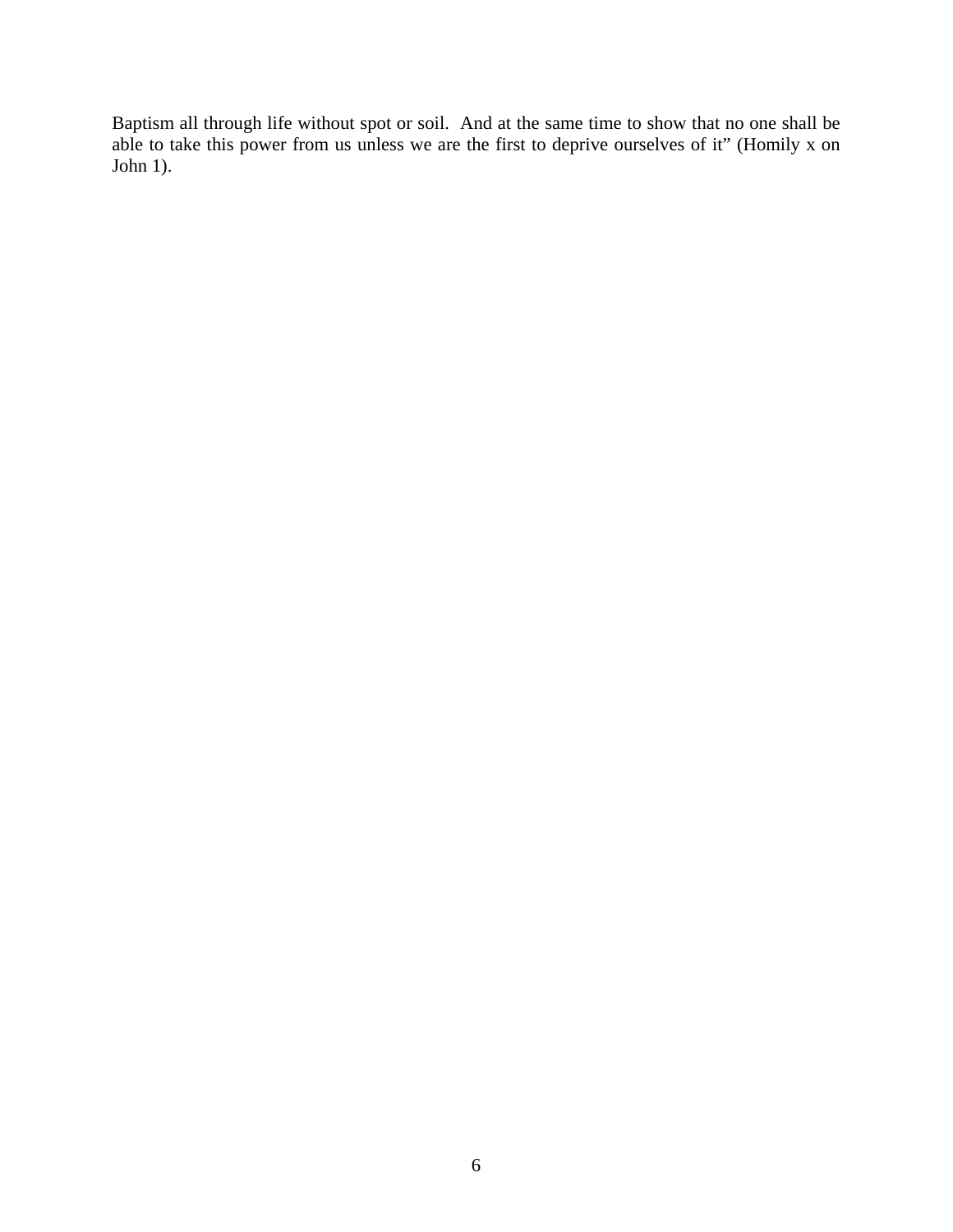Baptism all through life without spot or soil. And at the same time to show that no one shall be able to take this power from us unless we are the first to deprive ourselves of it" (Homily x on John 1).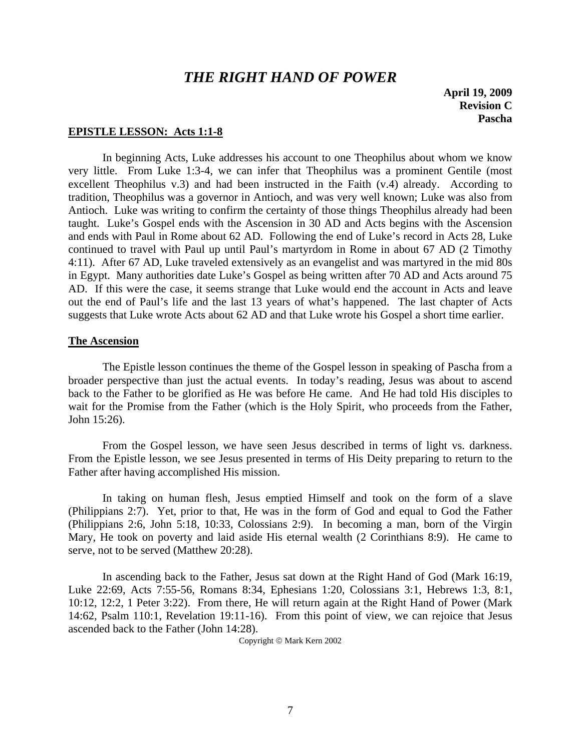# *THE RIGHT HAND OF POWER*

**April 19, 2009**
**Revision C**
**Pascha**

**EPISTLE LESSON: Acts 1:1-8**

In beginning Acts, Luke addresses his account to one Theophilus about whom we know very little. From Luke 1:3-4, we can infer that Theophilus was a prominent Gentile (most excellent Theophilus v.3) and had been instructed in the Faith (v.4) already. According to tradition, Theophilus was a governor in Antioch, and was very well known; Luke was also from Antioch. Luke was writing to confirm the certainty of those things Theophilus already had been taught. Luke's Gospel ends with the Ascension in 30 AD and Acts begins with the Ascension and ends with Paul in Rome about 62 AD. Following the end of Luke's record in Acts 28, Luke continued to travel with Paul up until Paul's martyrdom in Rome in about 67 AD (2 Timothy 4:11). After 67 AD, Luke traveled extensively as an evangelist and was martyred in the mid 80s in Egypt. Many authorities date Luke's Gospel as being written after 70 AD and Acts around 75 AD. If this were the case, it seems strange that Luke would end the account in Acts and leave out the end of Paul's life and the last 13 years of what's happened. The last chapter of Acts suggests that Luke wrote Acts about 62 AD and that Luke wrote his Gospel a short time earlier.

**The Ascension**

The Epistle lesson continues the theme of the Gospel lesson in speaking of Pascha from a broader perspective than just the actual events. In today's reading, Jesus was about to ascend back to the Father to be glorified as He was before He came. And He had told His disciples to wait for the Promise from the Father (which is the Holy Spirit, who proceeds from the Father, John 15:26).

From the Gospel lesson, we have seen Jesus described in terms of light vs. darkness. From the Epistle lesson, we see Jesus presented in terms of His Deity preparing to return to the Father after having accomplished His mission.

In taking on human flesh, Jesus emptied Himself and took on the form of a slave (Philippians 2:7). Yet, prior to that, He was in the form of God and equal to God the Father (Philippians 2:6, John 5:18, 10:33, Colossians 2:9). In becoming a man, born of the Virgin Mary, He took on poverty and laid aside His eternal wealth (2 Corinthians 8:9). He came to serve, not to be served (Matthew 20:28).

In ascending back to the Father, Jesus sat down at the Right Hand of God (Mark 16:19, Luke 22:69, Acts 7:55-56, Romans 8:34, Ephesians 1:20, Colossians 3:1, Hebrews 1:3, 8:1, 10:12, 12:2, 1 Peter 3:22). From there, He will return again at the Right Hand of Power (Mark 14:62, Psalm 110:1, Revelation 19:11-16). From this point of view, we can rejoice that Jesus ascended back to the Father (John 14:28).

Copyright © Mark Kern 2002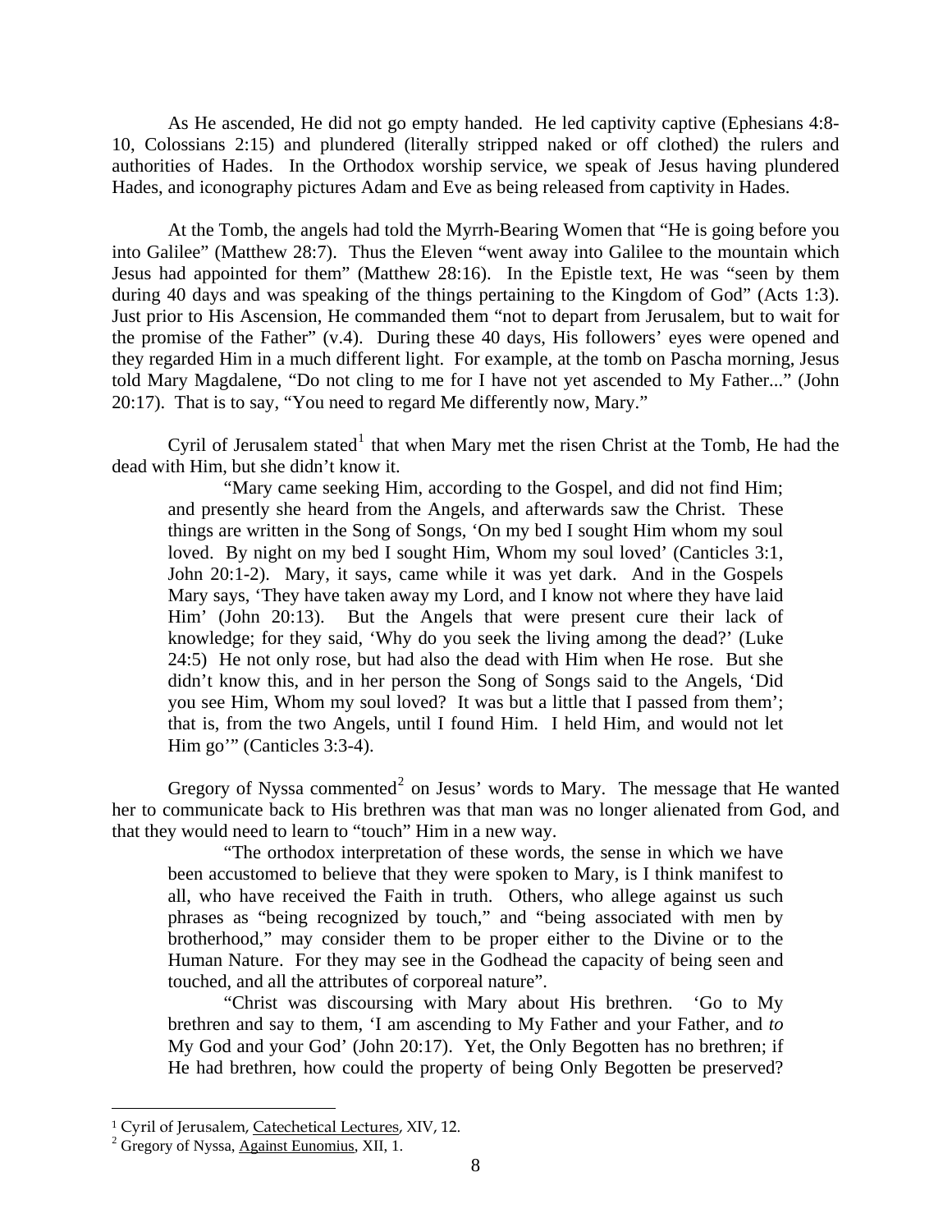As He ascended, He did not go empty handed. He led captivity captive (Ephesians 4:8-10, Colossians 2:15) and plundered (literally stripped naked or off clothed) the rulers and authorities of Hades. In the Orthodox worship service, we speak of Jesus having plundered Hades, and iconography pictures Adam and Eve as being released from captivity in Hades.

At the Tomb, the angels had told the Myrrh-Bearing Women that "He is going before you into Galilee" (Matthew 28:7). Thus the Eleven "went away into Galilee to the mountain which Jesus had appointed for them" (Matthew 28:16). In the Epistle text, He was "seen by them during 40 days and was speaking of the things pertaining to the Kingdom of God" (Acts 1:3). Just prior to His Ascension, He commanded them "not to depart from Jerusalem, but to wait for the promise of the Father" (v.4). During these 40 days, His followers' eyes were opened and they regarded Him in a much different light. For example, at the tomb on Pascha morning, Jesus told Mary Magdalene, "Do not cling to me for I have not yet ascended to My Father..." (John 20:17). That is to say, "You need to regard Me differently now, Mary."

Cyril of Jerusalem stated[1] that when Mary met the risen Christ at the Tomb, He had the dead with Him, but she didn't know it.

> "Mary came seeking Him, according to the Gospel, and did not find Him; and presently she heard from the Angels, and afterwards saw the Christ. These things are written in the Song of Songs, 'On my bed I sought Him whom my soul loved. By night on my bed I sought Him, Whom my soul loved' (Canticles 3:1, John 20:1-2). Mary, it says, came while it was yet dark. And in the Gospels Mary says, 'They have taken away my Lord, and I know not where they have laid Him' (John 20:13). But the Angels that were present cure their lack of knowledge; for they said, 'Why do you seek the living among the dead?' (Luke 24:5) He not only rose, but had also the dead with Him when He rose. But she didn't know this, and in her person the Song of Songs said to the Angels, 'Did you see Him, Whom my soul loved? It was but a little that I passed from them'; that is, from the two Angels, until I found Him. I held Him, and would not let Him go'" (Canticles 3:3-4).

Gregory of Nyssa commented[2] on Jesus' words to Mary. The message that He wanted her to communicate back to His brethren was that man was no longer alienated from God, and that they would need to learn to "touch" Him in a new way.

> "The orthodox interpretation of these words, the sense in which we have been accustomed to believe that they were spoken to Mary, is I think manifest to all, who have received the Faith in truth. Others, who allege against us such phrases as "being recognized by touch," and "being associated with men by brotherhood," may consider them to be proper either to the Divine or to the Human Nature. For they may see in the Godhead the capacity of being seen and touched, and all the attributes of corporeal nature".
>
> "Christ was discoursing with Mary about His brethren. 'Go to My brethren and say to them, 'I am ascending to My Father and your Father, and *to* My God and your God' (John 20:17). Yet, the Only Begotten has no brethren; if He had brethren, how could the property of being Only Begotten be preserved?

---

[1] Cyril of Jerusalem, Catechetical Lectures, XIV, 12.

[2] Gregory of Nyssa, Against Eunomius, XII, 1.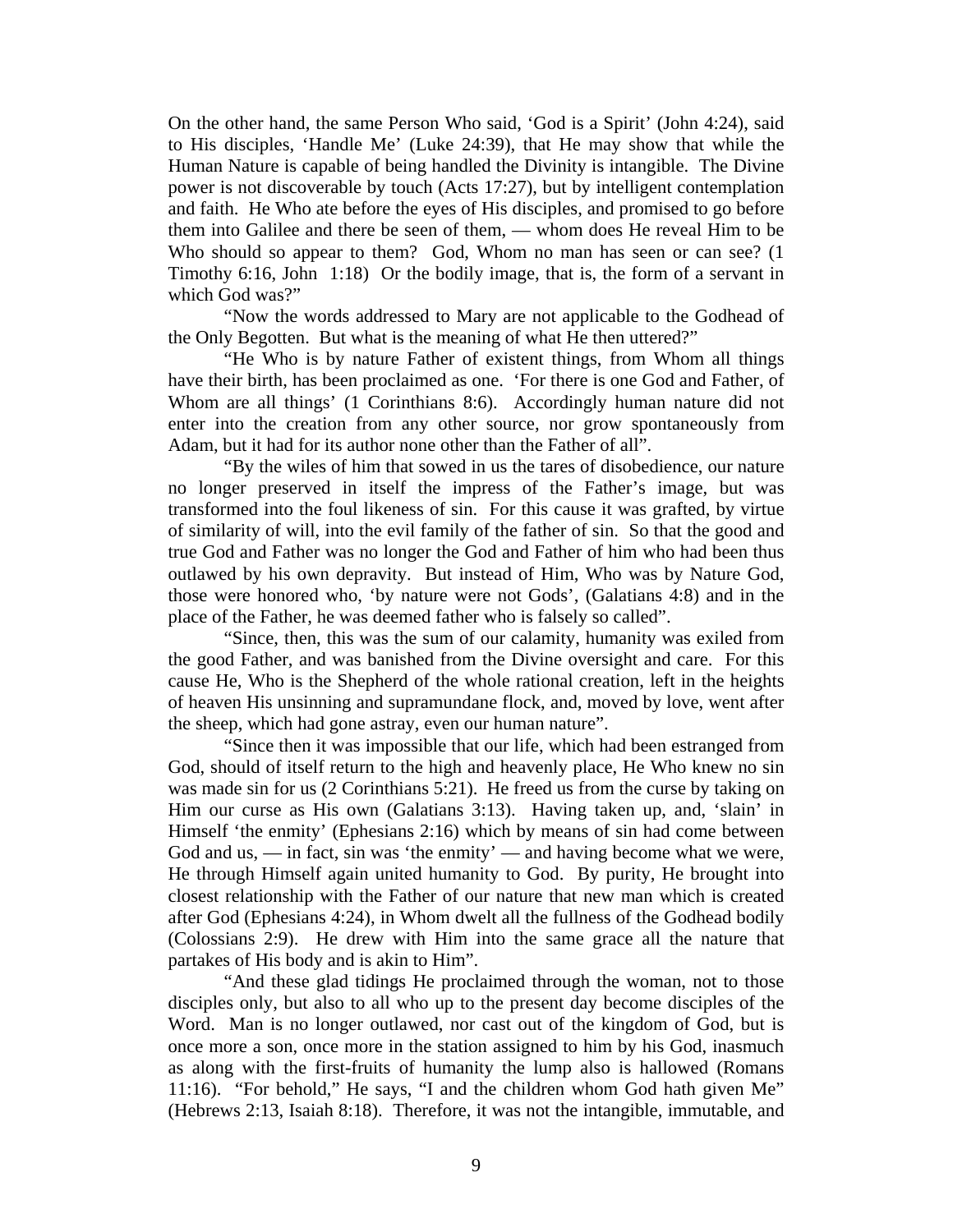On the other hand, the same Person Who said, 'God is a Spirit' (John 4:24), said to His disciples, 'Handle Me' (Luke 24:39), that He may show that while the Human Nature is capable of being handled the Divinity is intangible. The Divine power is not discoverable by touch (Acts 17:27), but by intelligent contemplation and faith. He Who ate before the eyes of His disciples, and promised to go before them into Galilee and there be seen of them, — whom does He reveal Him to be Who should so appear to them? God, Whom no man has seen or can see? (1 Timothy 6:16, John 1:18) Or the bodily image, that is, the form of a servant in which God was?"

"Now the words addressed to Mary are not applicable to the Godhead of the Only Begotten. But what is the meaning of what He then uttered?"

"He Who is by nature Father of existent things, from Whom all things have their birth, has been proclaimed as one. 'For there is one God and Father, of Whom are all things' (1 Corinthians 8:6). Accordingly human nature did not enter into the creation from any other source, nor grow spontaneously from Adam, but it had for its author none other than the Father of all".

"By the wiles of him that sowed in us the tares of disobedience, our nature no longer preserved in itself the impress of the Father's image, but was transformed into the foul likeness of sin. For this cause it was grafted, by virtue of similarity of will, into the evil family of the father of sin. So that the good and true God and Father was no longer the God and Father of him who had been thus outlawed by his own depravity. But instead of Him, Who was by Nature God, those were honored who, 'by nature were not Gods', (Galatians 4:8) and in the place of the Father, he was deemed father who is falsely so called".

"Since, then, this was the sum of our calamity, humanity was exiled from the good Father, and was banished from the Divine oversight and care. For this cause He, Who is the Shepherd of the whole rational creation, left in the heights of heaven His unsinning and supramundane flock, and, moved by love, went after the sheep, which had gone astray, even our human nature".

"Since then it was impossible that our life, which had been estranged from God, should of itself return to the high and heavenly place, He Who knew no sin was made sin for us (2 Corinthians 5:21). He freed us from the curse by taking on Him our curse as His own (Galatians 3:13). Having taken up, and, 'slain' in Himself 'the enmity' (Ephesians 2:16) which by means of sin had come between God and us, — in fact, sin was 'the enmity' — and having become what we were, He through Himself again united humanity to God. By purity, He brought into closest relationship with the Father of our nature that new man which is created after God (Ephesians 4:24), in Whom dwelt all the fullness of the Godhead bodily (Colossians 2:9). He drew with Him into the same grace all the nature that partakes of His body and is akin to Him".

"And these glad tidings He proclaimed through the woman, not to those disciples only, but also to all who up to the present day become disciples of the Word. Man is no longer outlawed, nor cast out of the kingdom of God, but is once more a son, once more in the station assigned to him by his God, inasmuch as along with the first-fruits of humanity the lump also is hallowed (Romans 11:16). "For behold," He says, "I and the children whom God hath given Me" (Hebrews 2:13, Isaiah 8:18). Therefore, it was not the intangible, immutable, and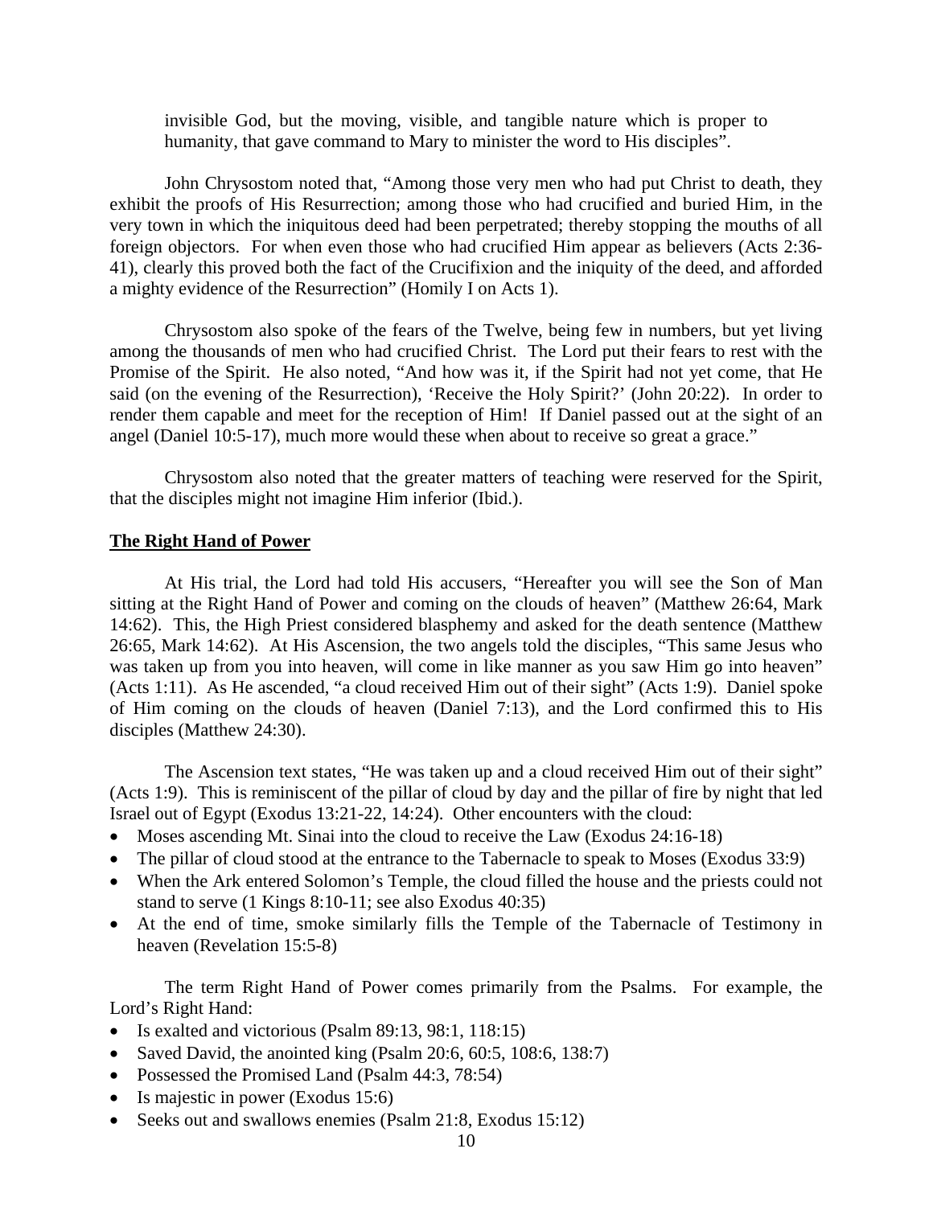invisible God, but the moving, visible, and tangible nature which is proper to humanity, that gave command to Mary to minister the word to His disciples".

John Chrysostom noted that, "Among those very men who had put Christ to death, they exhibit the proofs of His Resurrection; among those who had crucified and buried Him, in the very town in which the iniquitous deed had been perpetrated; thereby stopping the mouths of all foreign objectors. For when even those who had crucified Him appear as believers (Acts 2:36-41), clearly this proved both the fact of the Crucifixion and the iniquity of the deed, and afforded a mighty evidence of the Resurrection" (Homily I on Acts 1).

Chrysostom also spoke of the fears of the Twelve, being few in numbers, but yet living among the thousands of men who had crucified Christ. The Lord put their fears to rest with the Promise of the Spirit. He also noted, "And how was it, if the Spirit had not yet come, that He said (on the evening of the Resurrection), 'Receive the Holy Spirit?' (John 20:22). In order to render them capable and meet for the reception of Him! If Daniel passed out at the sight of an angel (Daniel 10:5-17), much more would these when about to receive so great a grace."

Chrysostom also noted that the greater matters of teaching were reserved for the Spirit, that the disciples might not imagine Him inferior (Ibid.).

## The Right Hand of Power

At His trial, the Lord had told His accusers, "Hereafter you will see the Son of Man sitting at the Right Hand of Power and coming on the clouds of heaven" (Matthew 26:64, Mark 14:62). This, the High Priest considered blasphemy and asked for the death sentence (Matthew 26:65, Mark 14:62). At His Ascension, the two angels told the disciples, "This same Jesus who was taken up from you into heaven, will come in like manner as you saw Him go into heaven" (Acts 1:11). As He ascended, "a cloud received Him out of their sight" (Acts 1:9). Daniel spoke of Him coming on the clouds of heaven (Daniel 7:13), and the Lord confirmed this to His disciples (Matthew 24:30).

The Ascension text states, "He was taken up and a cloud received Him out of their sight" (Acts 1:9). This is reminiscent of the pillar of cloud by day and the pillar of fire by night that led Israel out of Egypt (Exodus 13:21-22, 14:24). Other encounters with the cloud:

- Moses ascending Mt. Sinai into the cloud to receive the Law (Exodus 24:16-18)
- The pillar of cloud stood at the entrance to the Tabernacle to speak to Moses (Exodus 33:9)
- When the Ark entered Solomon's Temple, the cloud filled the house and the priests could not stand to serve (1 Kings 8:10-11; see also Exodus 40:35)
- At the end of time, smoke similarly fills the Temple of the Tabernacle of Testimony in heaven (Revelation 15:5-8)

The term Right Hand of Power comes primarily from the Psalms. For example, the Lord's Right Hand:

- Is exalted and victorious (Psalm 89:13, 98:1, 118:15)
- Saved David, the anointed king (Psalm 20:6, 60:5, 108:6, 138:7)
- Possessed the Promised Land (Psalm 44:3, 78:54)
- Is majestic in power (Exodus 15:6)
- Seeks out and swallows enemies (Psalm 21:8, Exodus 15:12)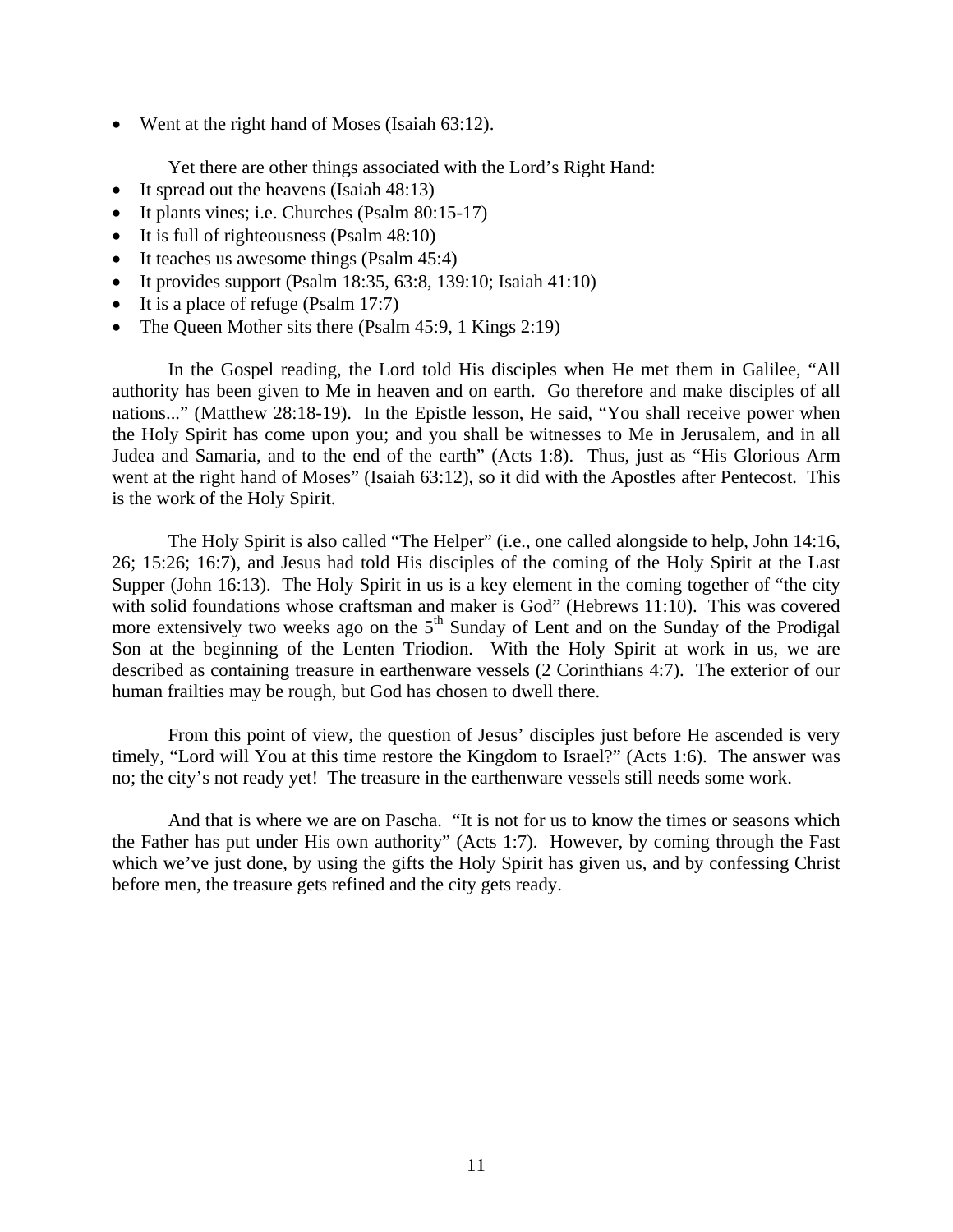- Went at the right hand of Moses (Isaiah 63:12).

Yet there are other things associated with the Lord's Right Hand:

- It spread out the heavens (Isaiah 48:13)
- It plants vines; i.e. Churches (Psalm 80:15-17)
- It is full of righteousness (Psalm 48:10)
- It teaches us awesome things (Psalm 45:4)
- It provides support (Psalm 18:35, 63:8, 139:10; Isaiah 41:10)
- It is a place of refuge (Psalm 17:7)
- The Queen Mother sits there (Psalm 45:9, 1 Kings 2:19)

In the Gospel reading, the Lord told His disciples when He met them in Galilee, "All authority has been given to Me in heaven and on earth. Go therefore and make disciples of all nations..." (Matthew 28:18-19). In the Epistle lesson, He said, "You shall receive power when the Holy Spirit has come upon you; and you shall be witnesses to Me in Jerusalem, and in all Judea and Samaria, and to the end of the earth" (Acts 1:8). Thus, just as "His Glorious Arm went at the right hand of Moses" (Isaiah 63:12), so it did with the Apostles after Pentecost. This is the work of the Holy Spirit.

The Holy Spirit is also called "The Helper" (i.e., one called alongside to help, John 14:16, 26; 15:26; 16:7), and Jesus had told His disciples of the coming of the Holy Spirit at the Last Supper (John 16:13). The Holy Spirit in us is a key element in the coming together of "the city with solid foundations whose craftsman and maker is God" (Hebrews 11:10). This was covered more extensively two weeks ago on the 5th Sunday of Lent and on the Sunday of the Prodigal Son at the beginning of the Lenten Triodion. With the Holy Spirit at work in us, we are described as containing treasure in earthenware vessels (2 Corinthians 4:7). The exterior of our human frailties may be rough, but God has chosen to dwell there.

From this point of view, the question of Jesus' disciples just before He ascended is very timely, "Lord will You at this time restore the Kingdom to Israel?" (Acts 1:6). The answer was no; the city's not ready yet! The treasure in the earthenware vessels still needs some work.

And that is where we are on Pascha. "It is not for us to know the times or seasons which the Father has put under His own authority" (Acts 1:7). However, by coming through the Fast which we've just done, by using the gifts the Holy Spirit has given us, and by confessing Christ before men, the treasure gets refined and the city gets ready.